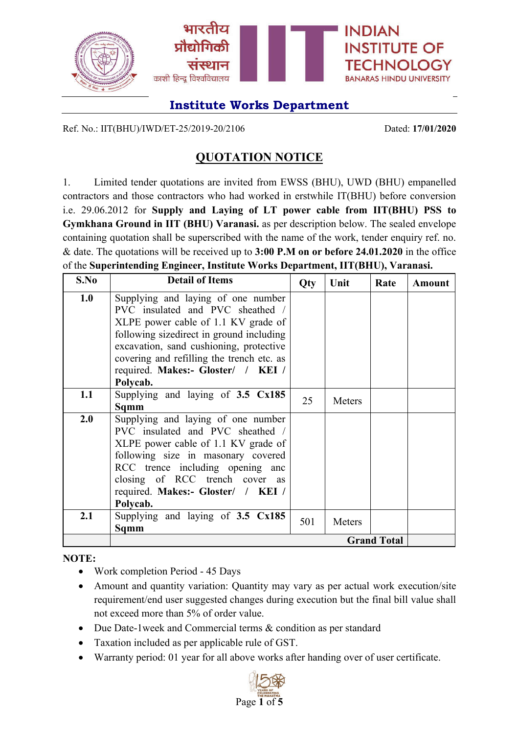भारतीय प्रौद्योगिकी संस्थान
काशी हिन्दू विश्वविद्यालय

INDIAN INSTITUTE OF TECHNOLOGY
BANARAS HINDU UNIVERSITY

## Institute Works Department

Ref. No.: IIT(BHU)/IWD/ET-25/2019-20/2106 Dated: **17/01/2020**

# QUOTATION NOTICE

1. Limited tender quotations are invited from EWSS (BHU), UWD (BHU) empanelled contractors and those contractors who had worked in erstwhile IT(BHU) before conversion i.e. 29.06.2012 for **Supply and Laying of LT power cable from IIT(BHU) PSS to Gymkhana Ground in IIT (BHU) Varanasi.** as per description below. The sealed envelope containing quotation shall be superscribed with the name of the work, tender enquiry ref. no. & date. The quotations will be received up to **3:00 P.M on or before 24.01.2020** in the office of the **Superintending Engineer, Institute Works Department, IIT(BHU), Varanasi.**

| S.No | Detail of Items | Qty | Unit | Rate | Amount |
|---|---|---|---|---|---|
| **1.0** | Supplying and laying of one number PVC insulated and PVC sheathed / XLPE power cable of 1.1 KV grade of following sizedirect in ground including excavation, sand cushioning, protective covering and refilling the trench etc. as required. **Makes:- Gloster/ / KEI / Polycab.** | | | | |
| **1.1** | Supplying and laying of **3.5 Cx185 Sqmm** | 25 | Meters | | |
| **2.0** | Supplying and laying of one number PVC insulated and PVC sheathed / XLPE power cable of 1.1 KV grade of following size in masonary covered RCC trence including opening anc closing of RCC trench cover as required. **Makes:- Gloster/ / KEI / Polycab.** | | | | |
| **2.1** | Supplying and laying of **3.5 Cx185 Sqmm** | 501 | Meters | | |
| | | | | **Grand Total** | |

**NOTE:**

- Work completion Period - 45 Days
- Amount and quantity variation: Quantity may vary as per actual work execution/site requirement/end user suggested changes during execution but the final bill value shall not exceed more than 5% of order value.
- Due Date-1week and Commercial terms & condition as per standard
- Taxation included as per applicable rule of GST.
- Warranty period: 01 year for all above works after handing over of user certificate.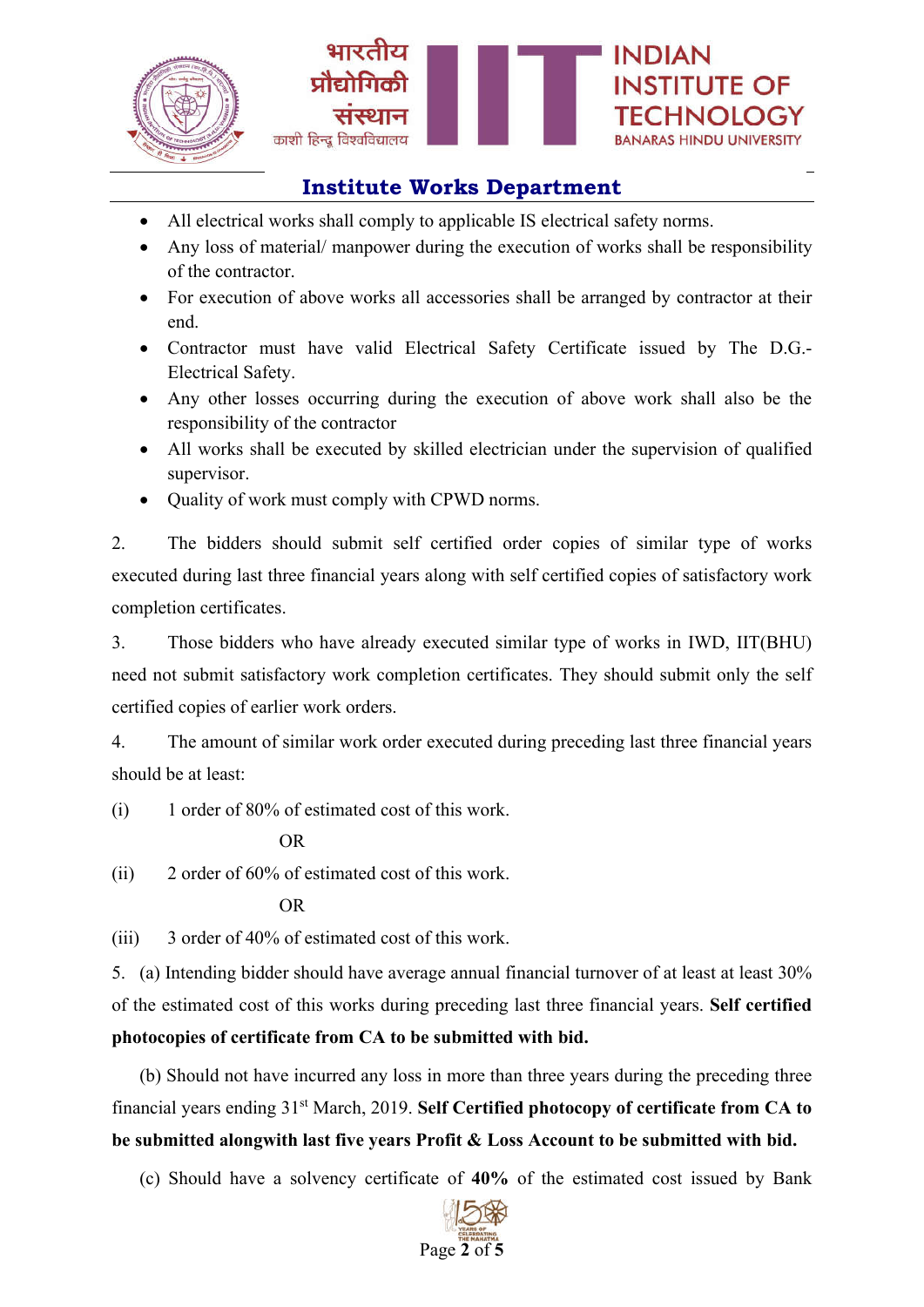- All electrical works shall comply to applicable IS electrical safety norms.
- Any loss of material/ manpower during the execution of works shall be responsibility of the contractor.
- For execution of above works all accessories shall be arranged by contractor at their end.
- Contractor must have valid Electrical Safety Certificate issued by The D.G.-Electrical Safety.
- Any other losses occurring during the execution of above work shall also be the responsibility of the contractor
- All works shall be executed by skilled electrician under the supervision of qualified supervisor.
- Quality of work must comply with CPWD norms.

2. The bidders should submit self certified order copies of similar type of works executed during last three financial years along with self certified copies of satisfactory work completion certificates.

3. Those bidders who have already executed similar type of works in IWD, IIT(BHU) need not submit satisfactory work completion certificates. They should submit only the self certified copies of earlier work orders.

4. The amount of similar work order executed during preceding last three financial years should be at least:

(i) 1 order of 80% of estimated cost of this work.

OR

(ii) 2 order of 60% of estimated cost of this work.

OR

(iii) 3 order of 40% of estimated cost of this work.

5. (a) Intending bidder should have average annual financial turnover of at least at least 30% of the estimated cost of this works during preceding last three financial years. **Self certified photocopies of certificate from CA to be submitted with bid.**

(b) Should not have incurred any loss in more than three years during the preceding three financial years ending 31st March, 2019. **Self Certified photocopy of certificate from CA to be submitted alongwith last five years Profit & Loss Account to be submitted with bid.**

(c) Should have a solvency certificate of **40%** of the estimated cost issued by Bank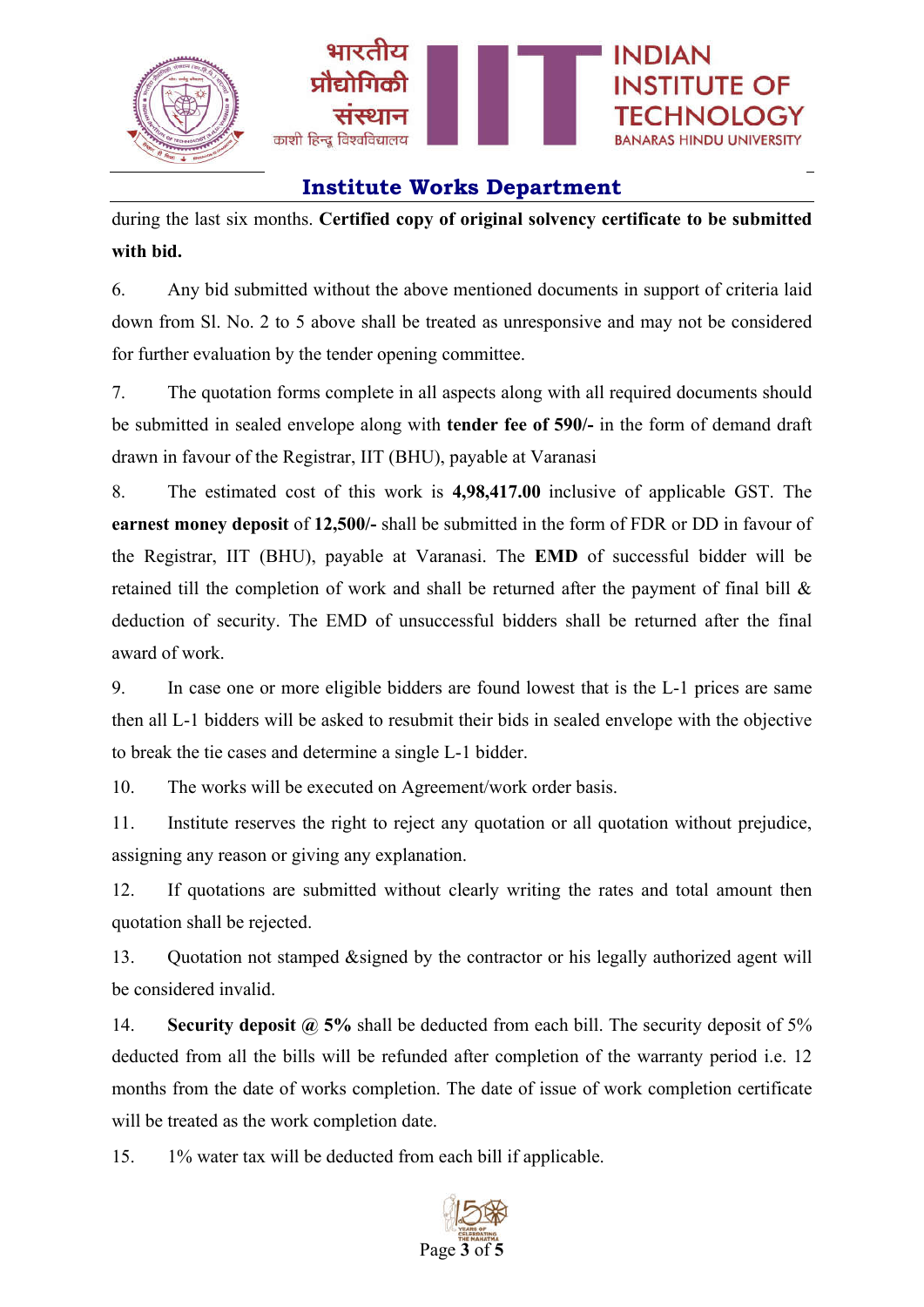## Institute Works Department

during the last six months. **Certified copy of original solvency certificate to be submitted with bid.**

6. Any bid submitted without the above mentioned documents in support of criteria laid down from Sl. No. 2 to 5 above shall be treated as unresponsive and may not be considered for further evaluation by the tender opening committee.

7. The quotation forms complete in all aspects along with all required documents should be submitted in sealed envelope along with **tender fee of 590/-** in the form of demand draft drawn in favour of the Registrar, IIT (BHU), payable at Varanasi

8. The estimated cost of this work is **4,98,417.00** inclusive of applicable GST. The **earnest money deposit** of **12,500/-** shall be submitted in the form of FDR or DD in favour of the Registrar, IIT (BHU), payable at Varanasi. The **EMD** of successful bidder will be retained till the completion of work and shall be returned after the payment of final bill & deduction of security. The EMD of unsuccessful bidders shall be returned after the final award of work.

9. In case one or more eligible bidders are found lowest that is the L-1 prices are same then all L-1 bidders will be asked to resubmit their bids in sealed envelope with the objective to break the tie cases and determine a single L-1 bidder.

10. The works will be executed on Agreement/work order basis.

11. Institute reserves the right to reject any quotation or all quotation without prejudice, assigning any reason or giving any explanation.

12. If quotations are submitted without clearly writing the rates and total amount then quotation shall be rejected.

13. Quotation not stamped &signed by the contractor or his legally authorized agent will be considered invalid.

14. **Security deposit @ 5%** shall be deducted from each bill. The security deposit of 5% deducted from all the bills will be refunded after completion of the warranty period i.e. 12 months from the date of works completion. The date of issue of work completion certificate will be treated as the work completion date.

15. 1% water tax will be deducted from each bill if applicable.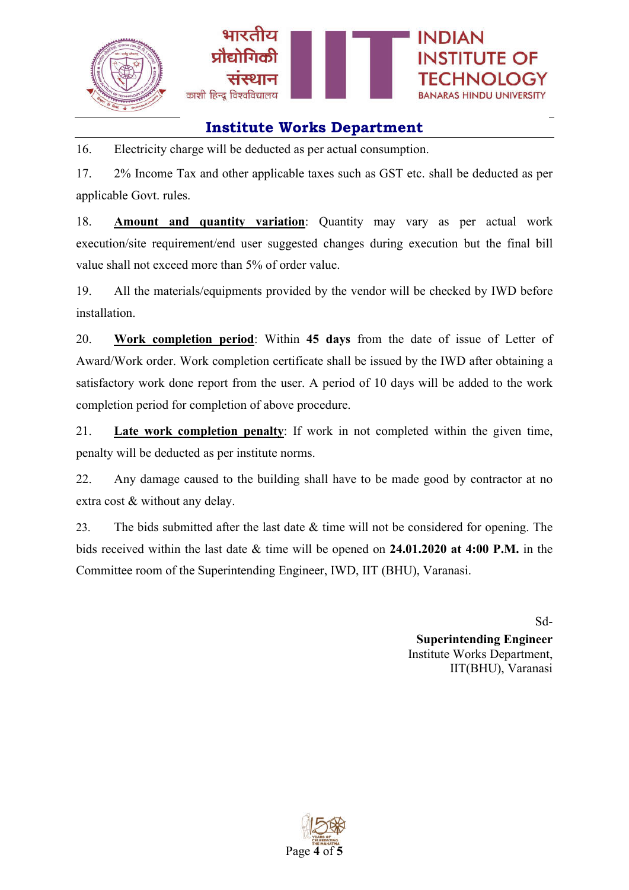16. Electricity charge will be deducted as per actual consumption.

17. 2% Income Tax and other applicable taxes such as GST etc. shall be deducted as per applicable Govt. rules.

18. **Amount and quantity variation**: Quantity may vary as per actual work execution/site requirement/end user suggested changes during execution but the final bill value shall not exceed more than 5% of order value.

19. All the materials/equipments provided by the vendor will be checked by IWD before installation.

20. **Work completion period**: Within **45 days** from the date of issue of Letter of Award/Work order. Work completion certificate shall be issued by the IWD after obtaining a satisfactory work done report from the user. A period of 10 days will be added to the work completion period for completion of above procedure.

21. **Late work completion penalty**: If work in not completed within the given time, penalty will be deducted as per institute norms.

22. Any damage caused to the building shall have to be made good by contractor at no extra cost & without any delay.

23. The bids submitted after the last date & time will not be considered for opening. The bids received within the last date & time will be opened on **24.01.2020 at 4:00 P.M.** in the Committee room of the Superintending Engineer, IWD, IIT (BHU), Varanasi.

Sd-
**Superintending Engineer**
Institute Works Department,
IIT(BHU), Varanasi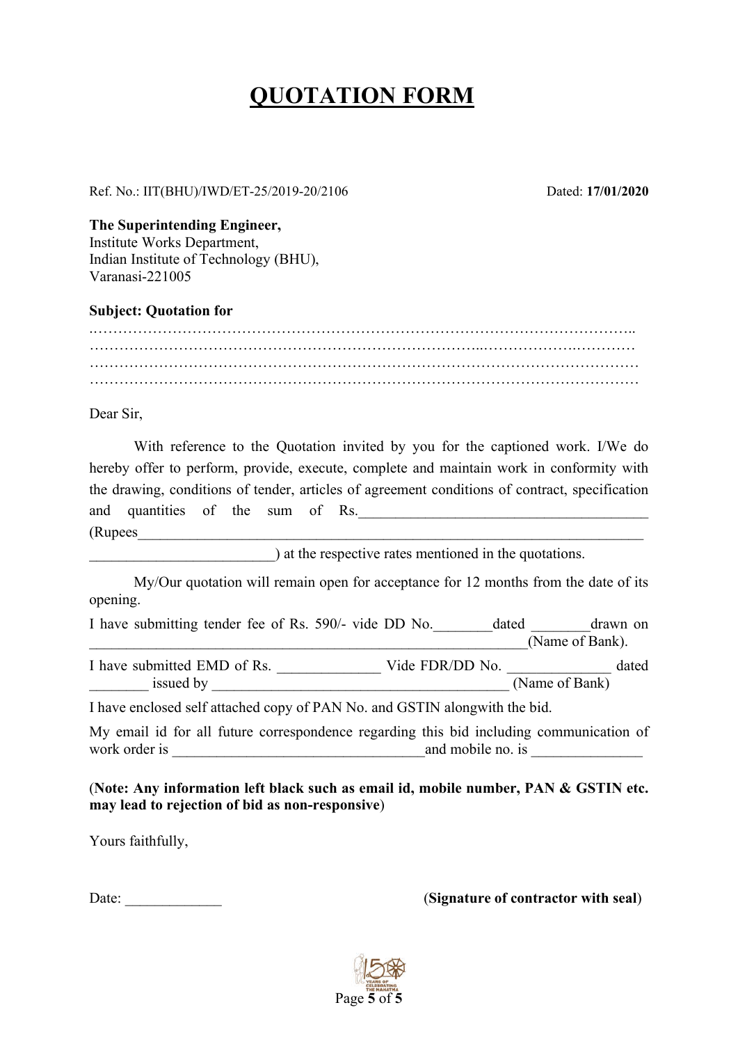# QUOTATION FORM

Ref. No.: IIT(BHU)/IWD/ET-25/2019-20/2106 Dated: **17/01/2020**

**The Superintending Engineer,**
Institute Works Department,
Indian Institute of Technology (BHU),
Varanasi-221005

**Subject: Quotation for**

.…………………………………………………………………………………………………..
…………………………………………………………………...…………….…………
…………………………………………………………………………………………………
…………………………………………………………………………………………………

Dear Sir,

With reference to the Quotation invited by you for the captioned work. I/We do hereby offer to perform, provide, execute, complete and maintain work in conformity with the drawing, conditions of tender, articles of agreement conditions of contract, specification and quantities of the sum of Rs.______________________________________ (Rupees______________________________________________________________________ ________________________) at the respective rates mentioned in the quotations.

My/Our quotation will remain open for acceptance for 12 months from the date of its opening.

I have submitting tender fee of Rs. 590/- vide DD No.________dated ________drawn on _________________________________________________________(Name of Bank).

I have submitted EMD of Rs. ______________ Vide FDR/DD No. ______________ dated ________ issued by ________________________________________ (Name of Bank)

I have enclosed self attached copy of PAN No. and GSTIN alongwith the bid.

My email id for all future correspondence regarding this bid including communication of work order is _________________________________and mobile no. is _______________

(**Note: Any information left black such as email id, mobile number, PAN & GSTIN etc. may lead to rejection of bid as non-responsive**)

Yours faithfully,

Date: _____________ (**Signature of contractor with seal**)